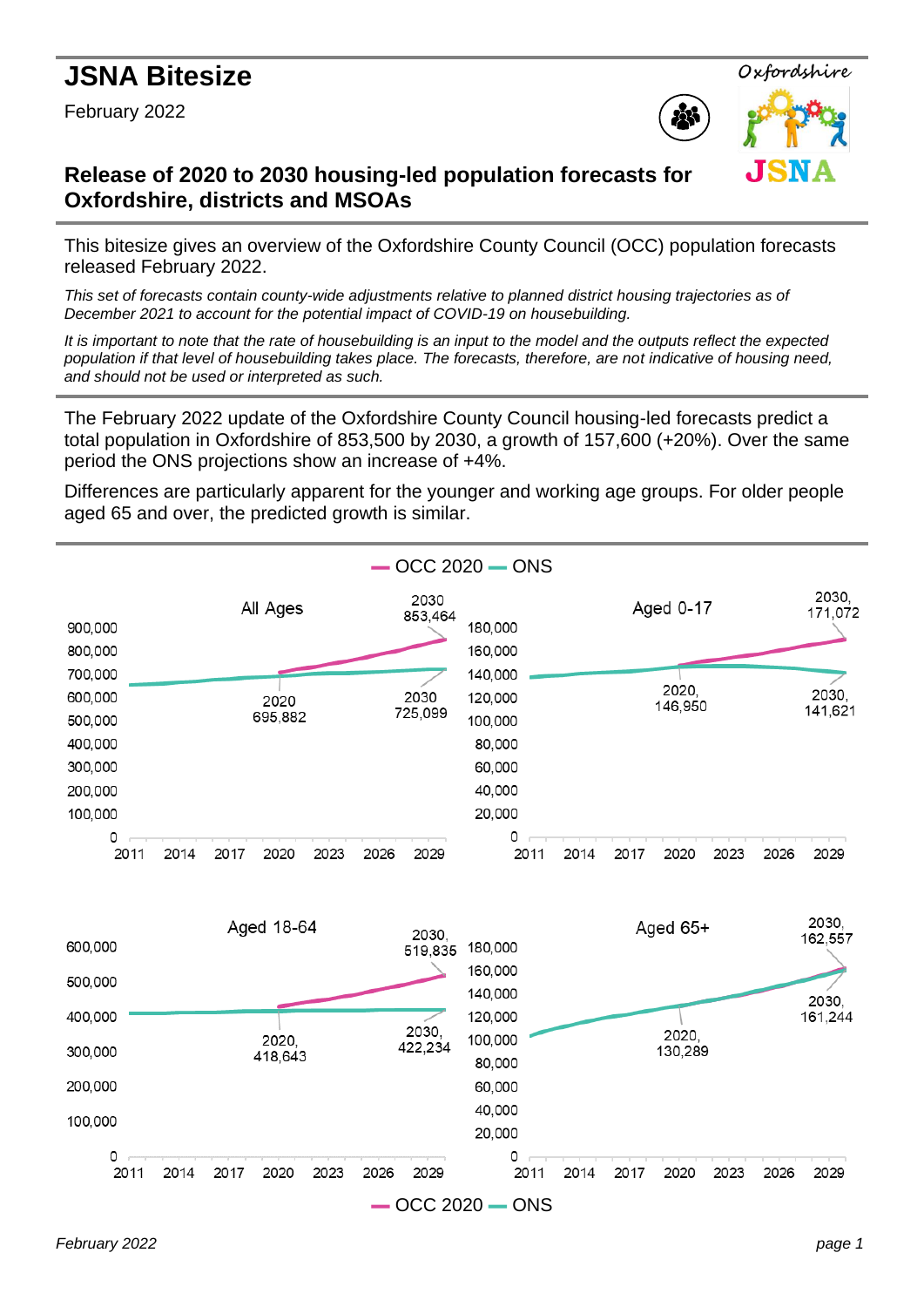# JSNA Bitesize

February 2022

## Release of 2020 to 2030 housing-led population forecasts for Oxfordshire, districts and MSOAs

This bitesize gives an overview of the Oxfordshire County Council (OCC) population forecasts released February 2022.

*This set of forecasts contain county-wide adjustments relative to planned district housing trajectories as of December 2021 to account for the potential impact of COVID-19 on housebuilding.*

*It is important to note that the rate of housebuilding is an input to the model and the outputs reflect the expected population if that level of housebuilding takes place. The forecasts, therefore, are not indicative of housing need, and should not be used or interpreted as such.*

The February 2022 update of the Oxfordshire County Council housing-led forecasts predict a total population in Oxfordshire of 853,500 by 2030, a growth of 157,600 (+20%). Over the same period the ONS projections show an increase of +4%.

Differences are particularly apparent for the younger and working age groups. For older people aged 65 and over, the predicted growth is similar.

OCC 2020 — ONS

**All Ages**: 2020: 695,882; 2030 (OCC 2020): 853,464; 2030 (ONS): 725,099

**Aged 0-17**: 2020: 146,950; 2030 (OCC 2020): 171,072; 2030 (ONS): 141,621

**Aged 18-64**: 2020: 418,643; 2030 (OCC 2020): 519,835; 2030 (ONS): 422,234

**Aged 65+**: 2020: 130,289; 2030 (OCC 2020): 162,557; 2030 (ONS): 161,244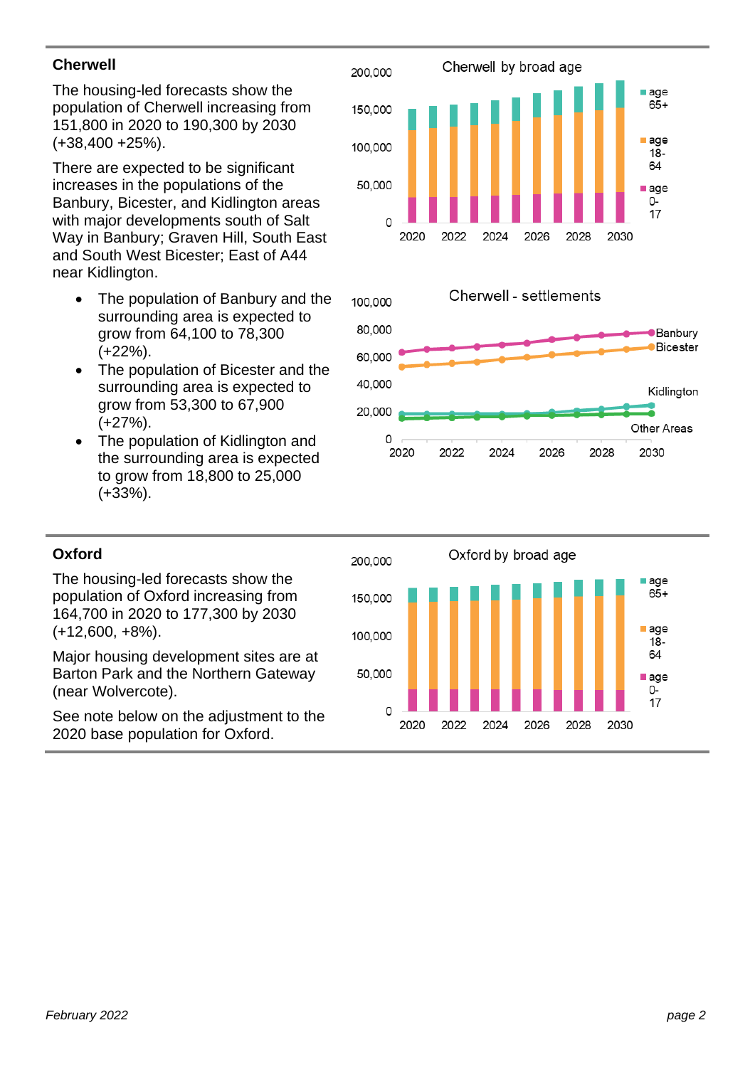## Cherwell

The housing-led forecasts show the population of Cherwell increasing from 151,800 in 2020 to 190,300 by 2030 (+38,400 +25%).

There are expected to be significant increases in the populations of the Banbury, Bicester, and Kidlington areas with major developments south of Salt Way in Banbury; Graven Hill, South East and South West Bicester; East of A44 near Kidlington.

- The population of Banbury and the surrounding area is expected to grow from 64,100 to 78,300 (+22%).
- The population of Bicester and the surrounding area is expected to grow from 53,300 to 67,900 (+27%).
- The population of Kidlington and the surrounding area is expected to grow from 18,800 to 25,000 (+33%).

## Oxford

The housing-led forecasts show the population of Oxford increasing from 164,700 in 2020 to 177,300 by 2030 (+12,600, +8%).

Major housing development sites are at Barton Park and the Northern Gateway (near Wolvercote).

See note below on the adjustment to the 2020 base population for Oxford.

*February 2022*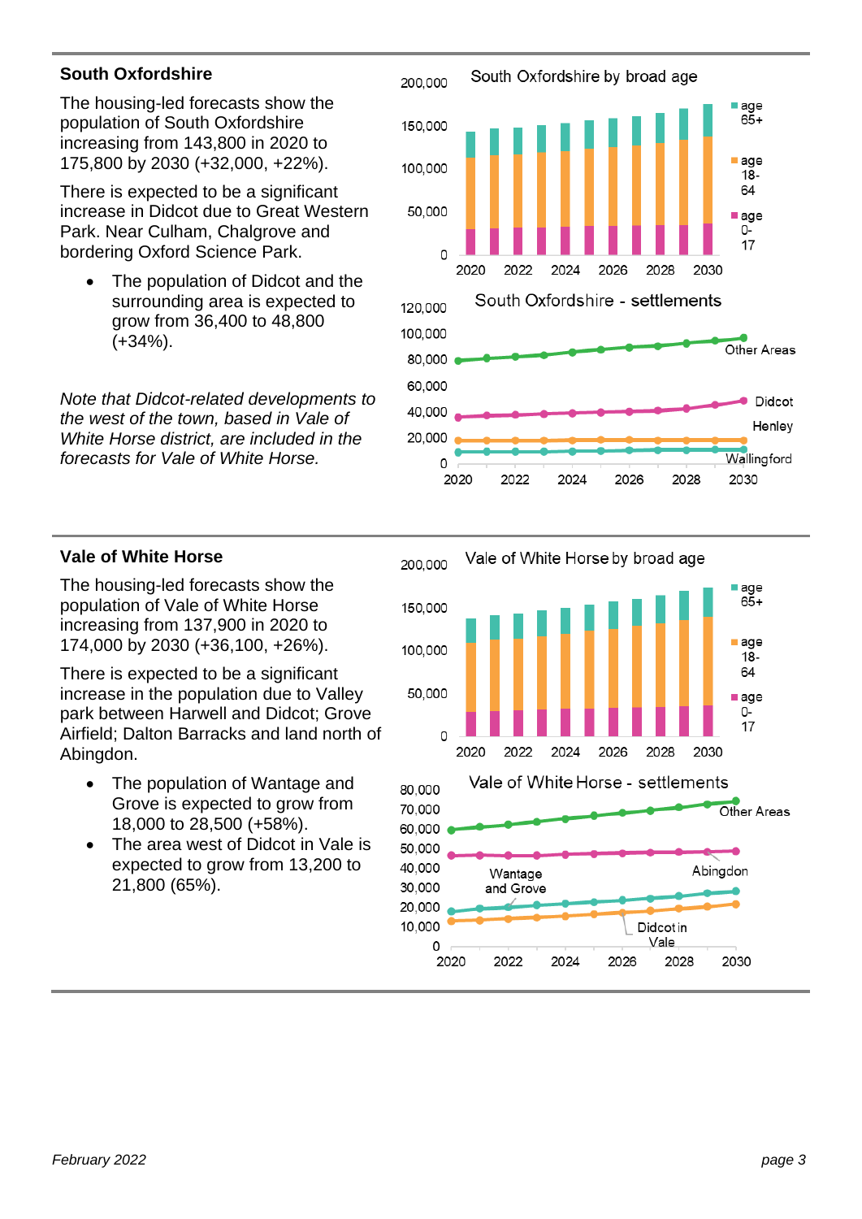## South Oxfordshire

The housing-led forecasts show the population of South Oxfordshire increasing from 143,800 in 2020 to 175,800 by 2030 (+32,000, +22%).

There is expected to be a significant increase in Didcot due to Great Western Park. Near Culham, Chalgrove and bordering Oxford Science Park.

- The population of Didcot and the surrounding area is expected to grow from 36,400 to 48,800 (+34%).

*Note that Didcot-related developments to the west of the town, based in Vale of White Horse district, are included in the forecasts for Vale of White Horse.*

South Oxfordshire by broad age

South Oxfordshire - settlements

## Vale of White Horse

The housing-led forecasts show the population of Vale of White Horse increasing from 137,900 in 2020 to 174,000 by 2030 (+36,100, +26%).

There is expected to be a significant increase in the population due to Valley park between Harwell and Didcot; Grove Airfield; Dalton Barracks and land north of Abingdon.

- The population of Wantage and Grove is expected to grow from 18,000 to 28,500 (+58%).
- The area west of Didcot in Vale is expected to grow from 13,200 to 21,800 (65%).

Vale of White Horse by broad age

Vale of White Horse - settlements

*February 2022*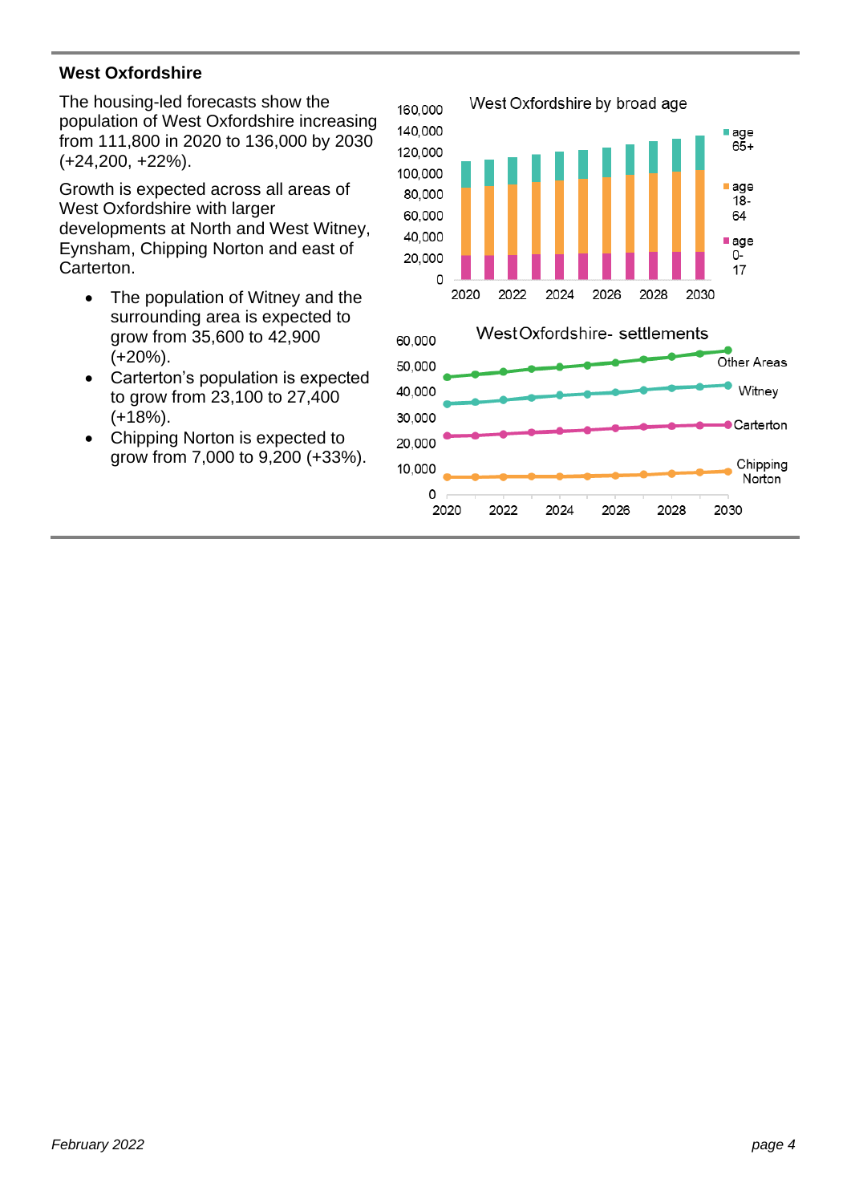## West Oxfordshire

The housing-led forecasts show the population of West Oxfordshire increasing from 111,800 in 2020 to 136,000 by 2030 (+24,200, +22%).

Growth is expected across all areas of West Oxfordshire with larger developments at North and West Witney, Eynsham, Chipping Norton and east of Carterton.

- The population of Witney and the surrounding area is expected to grow from 35,600 to 42,900 (+20%).
- Carterton's population is expected to grow from 23,100 to 27,400 (+18%).
- Chipping Norton is expected to grow from 7,000 to 9,200 (+33%).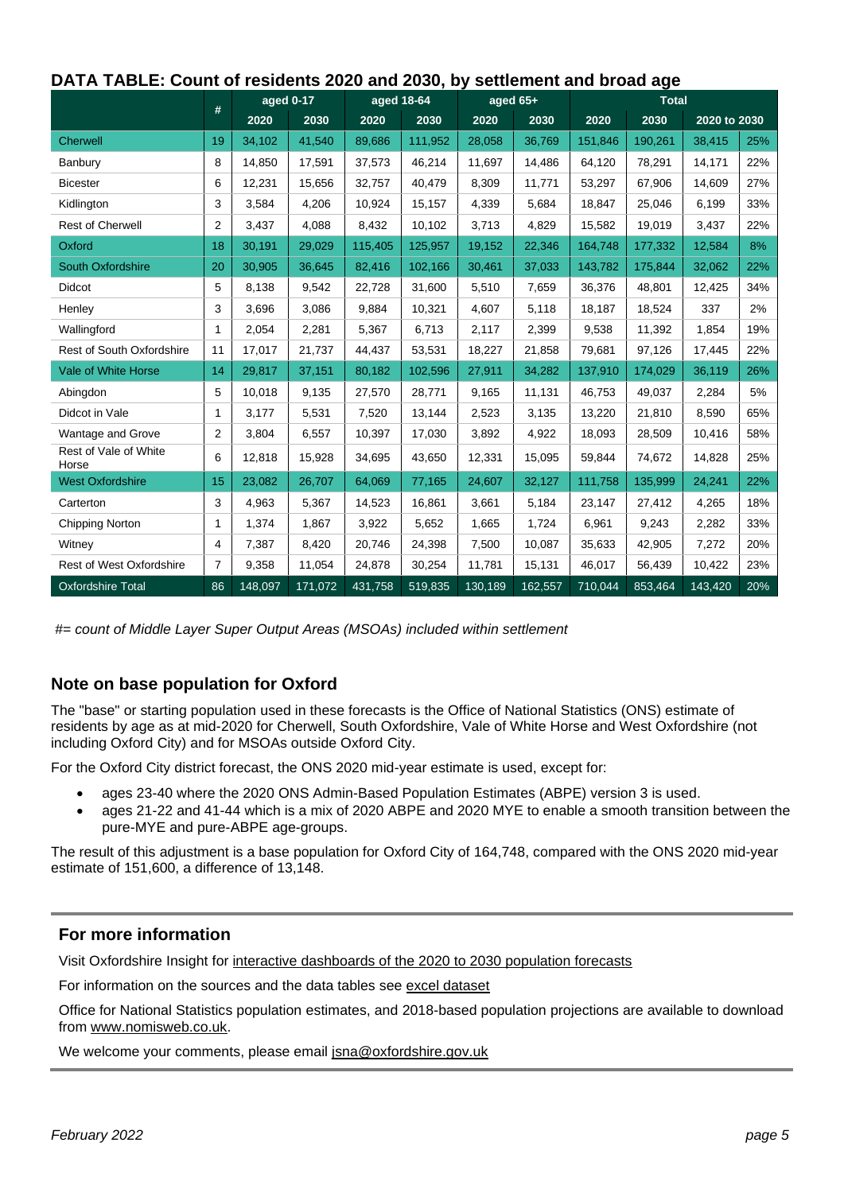## DATA TABLE: Count of residents 2020 and 2030, by settlement and broad age

| | # | aged 0-17 | | aged 18-64 | | aged 65+ | | Total | | | |
|---|---|---|---|---|---|---|---|---|---|---|---|
| | | 2020 | 2030 | 2020 | 2030 | 2020 | 2030 | 2020 | 2030 | 2020 to 2030 | |
| Cherwell | 19 | 34,102 | 41,540 | 89,686 | 111,952 | 28,058 | 36,769 | 151,846 | 190,261 | 38,415 | 25% |
| Banbury | 8 | 14,850 | 17,591 | 37,573 | 46,214 | 11,697 | 14,486 | 64,120 | 78,291 | 14,171 | 22% |
| Bicester | 6 | 12,231 | 15,656 | 32,757 | 40,479 | 8,309 | 11,771 | 53,297 | 67,906 | 14,609 | 27% |
| Kidlington | 3 | 3,584 | 4,206 | 10,924 | 15,157 | 4,339 | 5,684 | 18,847 | 25,046 | 6,199 | 33% |
| Rest of Cherwell | 2 | 3,437 | 4,088 | 8,432 | 10,102 | 3,713 | 4,829 | 15,582 | 19,019 | 3,437 | 22% |
| Oxford | 18 | 30,191 | 29,029 | 115,405 | 125,957 | 19,152 | 22,346 | 164,748 | 177,332 | 12,584 | 8% |
| South Oxfordshire | 20 | 30,905 | 36,645 | 82,416 | 102,166 | 30,461 | 37,033 | 143,782 | 175,844 | 32,062 | 22% |
| Didcot | 5 | 8,138 | 9,542 | 22,728 | 31,600 | 5,510 | 7,659 | 36,376 | 48,801 | 12,425 | 34% |
| Henley | 3 | 3,696 | 3,086 | 9,884 | 10,321 | 4,607 | 5,118 | 18,187 | 18,524 | 337 | 2% |
| Wallingford | 1 | 2,054 | 2,281 | 5,367 | 6,713 | 2,117 | 2,399 | 9,538 | 11,392 | 1,854 | 19% |
| Rest of South Oxfordshire | 11 | 17,017 | 21,737 | 44,437 | 53,531 | 18,227 | 21,858 | 79,681 | 97,126 | 17,445 | 22% |
| Vale of White Horse | 14 | 29,817 | 37,151 | 80,182 | 102,596 | 27,911 | 34,282 | 137,910 | 174,029 | 36,119 | 26% |
| Abingdon | 5 | 10,018 | 9,135 | 27,570 | 28,771 | 9,165 | 11,131 | 46,753 | 49,037 | 2,284 | 5% |
| Didcot in Vale | 1 | 3,177 | 5,531 | 7,520 | 13,144 | 2,523 | 3,135 | 13,220 | 21,810 | 8,590 | 65% |
| Wantage and Grove | 2 | 3,804 | 6,557 | 10,397 | 17,030 | 3,892 | 4,922 | 18,093 | 28,509 | 10,416 | 58% |
| Rest of Vale of White Horse | 6 | 12,818 | 15,928 | 34,695 | 43,650 | 12,331 | 15,095 | 59,844 | 74,672 | 14,828 | 25% |
| West Oxfordshire | 15 | 23,082 | 26,707 | 64,069 | 77,165 | 24,607 | 32,127 | 111,758 | 135,999 | 24,241 | 22% |
| Carterton | 3 | 4,963 | 5,367 | 14,523 | 16,861 | 3,661 | 5,184 | 23,147 | 27,412 | 4,265 | 18% |
| Chipping Norton | 1 | 1,374 | 1,867 | 3,922 | 5,652 | 1,665 | 1,724 | 6,961 | 9,243 | 2,282 | 33% |
| Witney | 4 | 7,387 | 8,420 | 20,746 | 24,398 | 7,500 | 10,087 | 35,633 | 42,905 | 7,272 | 20% |
| Rest of West Oxfordshire | 7 | 9,358 | 11,054 | 24,878 | 30,254 | 11,781 | 15,131 | 46,017 | 56,439 | 10,422 | 23% |
| Oxfordshire Total | 86 | 148,097 | 171,072 | 431,758 | 519,835 | 130,189 | 162,557 | 710,044 | 853,464 | 143,420 | 20% |

*#= count of Middle Layer Super Output Areas (MSOAs) included within settlement*

## Note on base population for Oxford

The "base" or starting population used in these forecasts is the Office of National Statistics (ONS) estimate of residents by age as at mid-2020 for Cherwell, South Oxfordshire, Vale of White Horse and West Oxfordshire (not including Oxford City) and for MSOAs outside Oxford City.

For the Oxford City district forecast, the ONS 2020 mid-year estimate is used, except for:

- ages 23-40 where the 2020 ONS Admin-Based Population Estimates (ABPE) version 3 is used.
- ages 21-22 and 41-44 which is a mix of 2020 ABPE and 2020 MYE to enable a smooth transition between the pure-MYE and pure-ABPE age-groups.

The result of this adjustment is a base population for Oxford City of 164,748, compared with the ONS 2020 mid-year estimate of 151,600, a difference of 13,148.

## For more information

Visit Oxfordshire Insight for interactive dashboards of the 2020 to 2030 population forecasts

For information on the sources and the data tables see excel dataset

Office for National Statistics population estimates, and 2018-based population projections are available to download from www.nomisweb.co.uk.

We welcome your comments, please email jsna@oxfordshire.gov.uk

*February 2022*